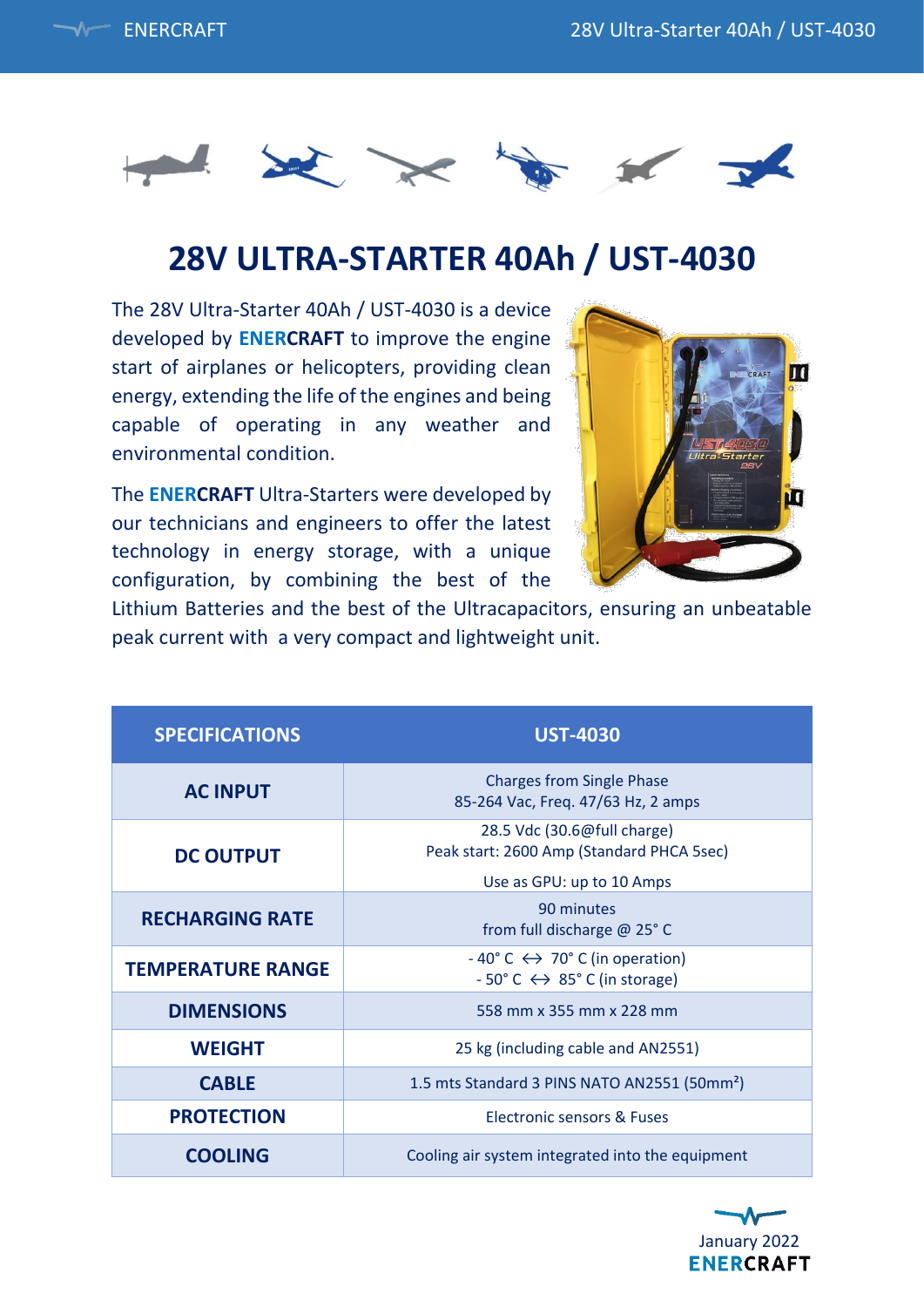# 28V ULTRA-STARTER 40Ah / UST-4030

The 28V Ultra-Starter 40Ah / UST-4030 is a device developed by **ENERCRAFT** to improve the engine start of airplanes or helicopters, providing clean energy, extending the life of the engines and being capable of operating in any weather and environmental condition.

The **ENERCRAFT** Ultra-Starters were developed by our technicians and engineers to offer the latest technology in energy storage, with a unique configuration, by combining the best of the Lithium Batteries and the best of the Ultracapacitors, ensuring an unbeatable peak current with a very compact and lightweight unit.

| SPECIFICATIONS | UST-4030 |
|---|---|
| **AC INPUT** | Charges from Single Phase<br>85-264 Vac, Freq. 47/63 Hz, 2 amps |
| **DC OUTPUT** | 28.5 Vdc (30.6@full charge)<br>Peak start: 2600 Amp (Standard PHCA 5sec)<br>Use as GPU: up to 10 Amps |
| **RECHARGING RATE** | 90 minutes<br>from full discharge @ 25° C |
| **TEMPERATURE RANGE** | - 40° C ↔ 70° C (in operation)<br>- 50° C ↔ 85° C (in storage) |
| **DIMENSIONS** | 558 mm x 355 mm x 228 mm |
| **WEIGHT** | 25 kg (including cable and AN2551) |
| **CABLE** | 1.5 mts Standard 3 PINS NATO AN2551 (50mm²) |
| **PROTECTION** | Electronic sensors & Fuses |
| **COOLING** | Cooling air system integrated into the equipment |

January 2022
ENERCRAFT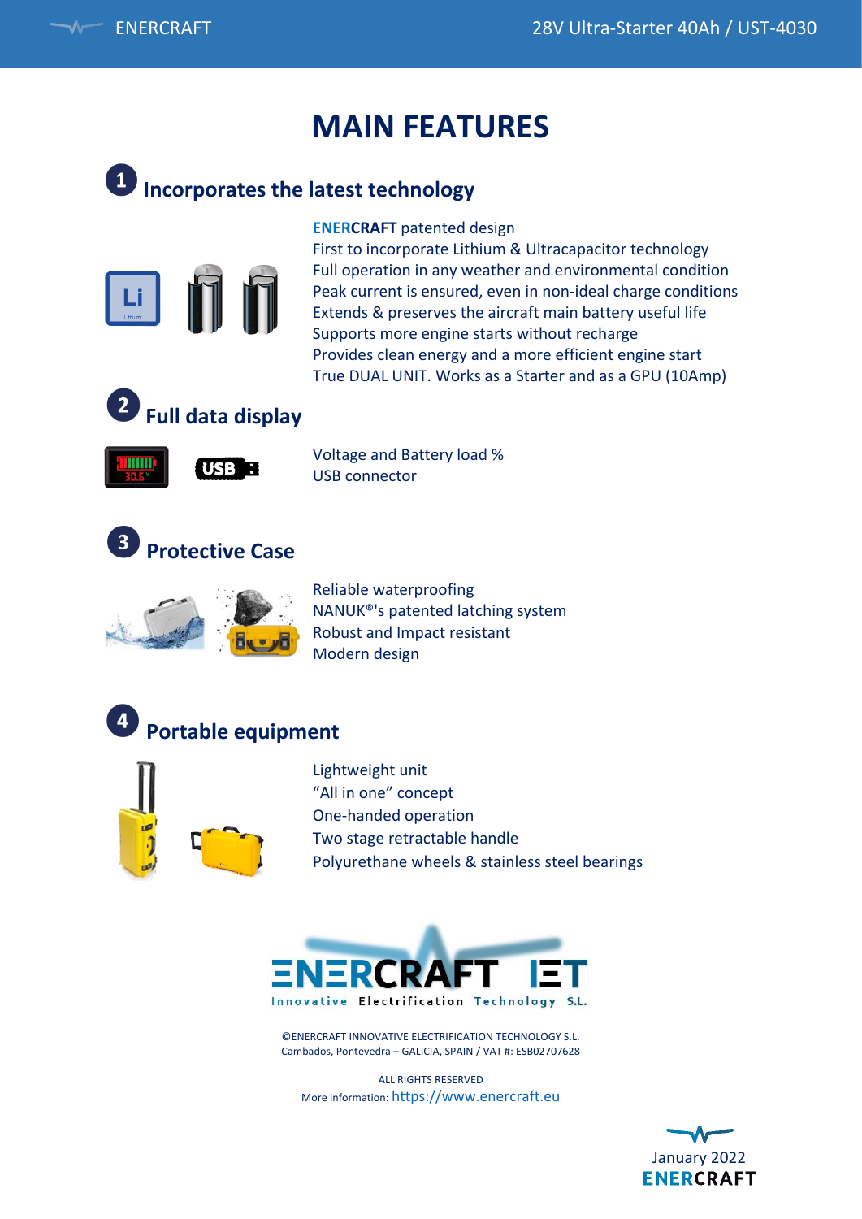# MAIN FEATURES

## 1 Incorporates the latest technology

**ENERCRAFT** patented design
First to incorporate Lithium & Ultracapacitor technology
Full operation in any weather and environmental condition
Peak current is ensured, even in non-ideal charge conditions
Extends & preserves the aircraft main battery useful life
Supports more engine starts without recharge
Provides clean energy and a more efficient engine start
True DUAL UNIT. Works as a Starter and as a GPU (10Amp)

## 2 Full data display

Voltage and Battery load %
USB connector

## 3 Protective Case

Reliable waterproofing
NANUK®'s patented latching system
Robust and Impact resistant
Modern design

## 4 Portable equipment

Lightweight unit
"All in one" concept
One-handed operation
Two stage retractable handle
Polyurethane wheels & stainless steel bearings

ENERCRAFT IET
Innovative Electrification Technology S.L.

©ENERCRAFT INNOVATIVE ELECTRIFICATION TECHNOLOGY S.L.
Cambados, Pontevedra – GALICIA, SPAIN / VAT #: ESB02707628

ALL RIGHTS RESERVED
More information: https://www.enercraft.eu

January 2022
ENERCRAFT